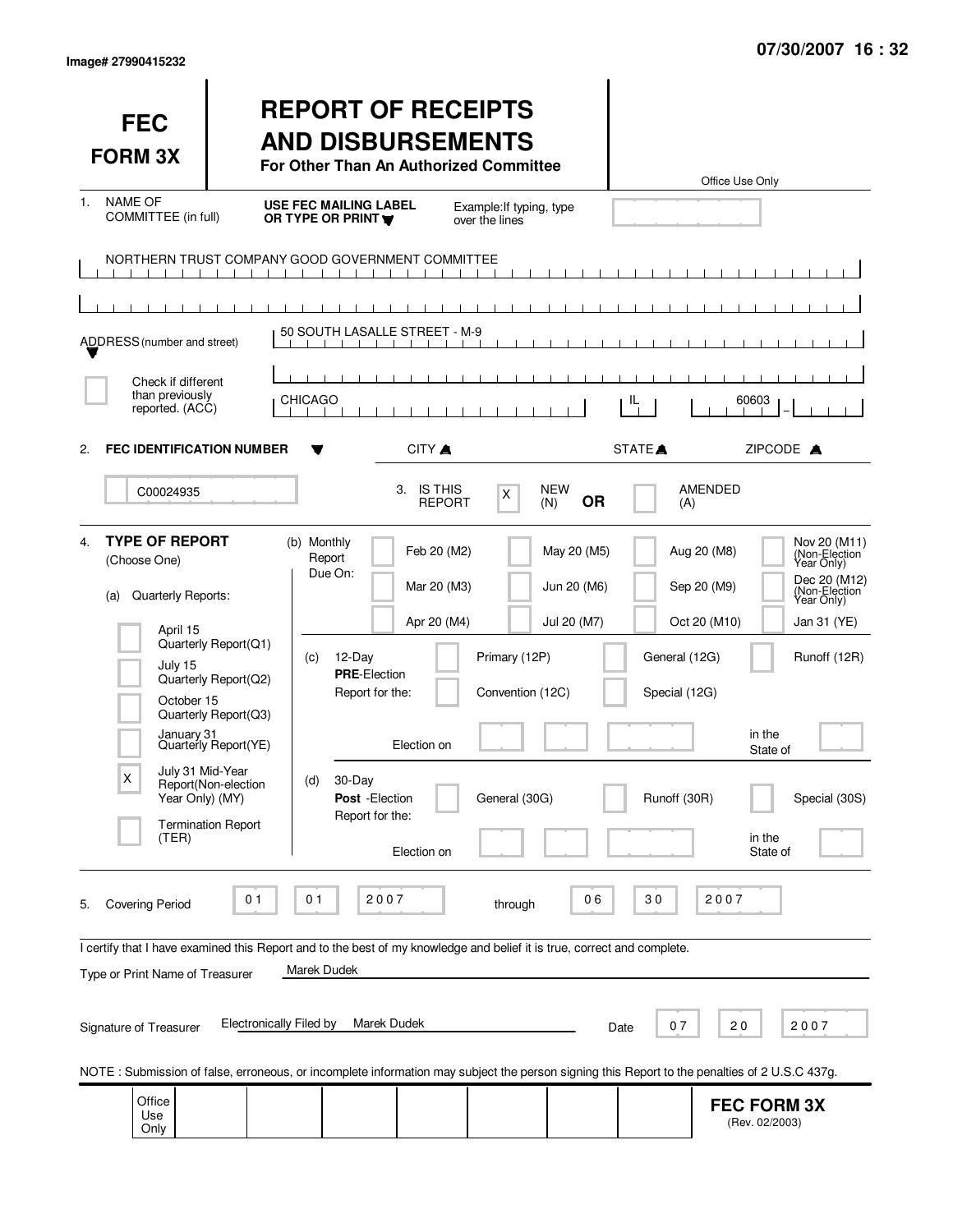Image# 27990415232

07/30/2007 16 : 32

# FEC FORM 3X

# REPORT OF RECEIPTS AND DISBURSEMENTS

**For Other Than An Authorized Committee**

Office Use Only

1. NAME OF COMMITTEE (in full) — **USE FEC MAILING LABEL OR TYPE OR PRINT** — Example: If typing, type over the lines

NORTHERN TRUST COMPANY GOOD GOVERNMENT COMMITTEE

ADDRESS (number and street): 50 SOUTH LASALLE STREET - M-9

☐ Check if different than previously reported. (ACC)

CITY: CHICAGO — STATE: IL — ZIPCODE: 60603

2. **FEC IDENTIFICATION NUMBER**: C00024935

3. IS THIS REPORT [X] NEW (N) **OR** [ ] AMENDED (A)

4. **TYPE OF REPORT** (Choose One)

(a) Quarterly Reports:
- [ ] April 15 Quarterly Report (Q1)
- [ ] July 15 Quarterly Report (Q2)
- [ ] October 15 Quarterly Report (Q3)
- [ ] January 31 Quarterly Report (YE)
- [X] July 31 Mid-Year Report (Non-election Year Only) (MY)
- [ ] Termination Report (TER)

(b) Monthly Report Due On:
- [ ] Feb 20 (M2)
- [ ] Mar 20 (M3)
- [ ] Apr 20 (M4)
- [ ] May 20 (M5)
- [ ] Jun 20 (M6)
- [ ] Jul 20 (M7)
- [ ] Aug 20 (M8)
- [ ] Sep 20 (M9)
- [ ] Oct 20 (M10)
- [ ] Nov 20 (M11) (Non-Election Year Only)
- [ ] Dec 20 (M12) (Non-Election Year Only)
- [ ] Jan 31 (YE)

(c) 12-Day **PRE**-Election Report for the:
- [ ] Primary (12P)
- [ ] General (12G)
- [ ] Runoff (12R)
- [ ] Convention (12C)
- [ ] Special (12G)

Election on ______ in the State of ______

(d) 30-Day **Post** -Election Report for the:
- [ ] General (30G)
- [ ] Runoff (30R)
- [ ] Special (30S)

Election on ______ in the State of ______

5. Covering Period 01 01 2007 through 06 30 2007

I certify that I have examined this Report and to the best of my knowledge and belief it is true, correct and complete.

Type or Print Name of Treasurer: Marek Dudek

Signature of Treasurer: Electronically Filed by Marek Dudek — Date 07 20 2007

NOTE : Submission of false, erroneous, or incomplete information may subject the person signing this Report to the penalties of 2 U.S.C 437g.

Office Use Only

**FEC FORM 3X** (Rev. 02/2003)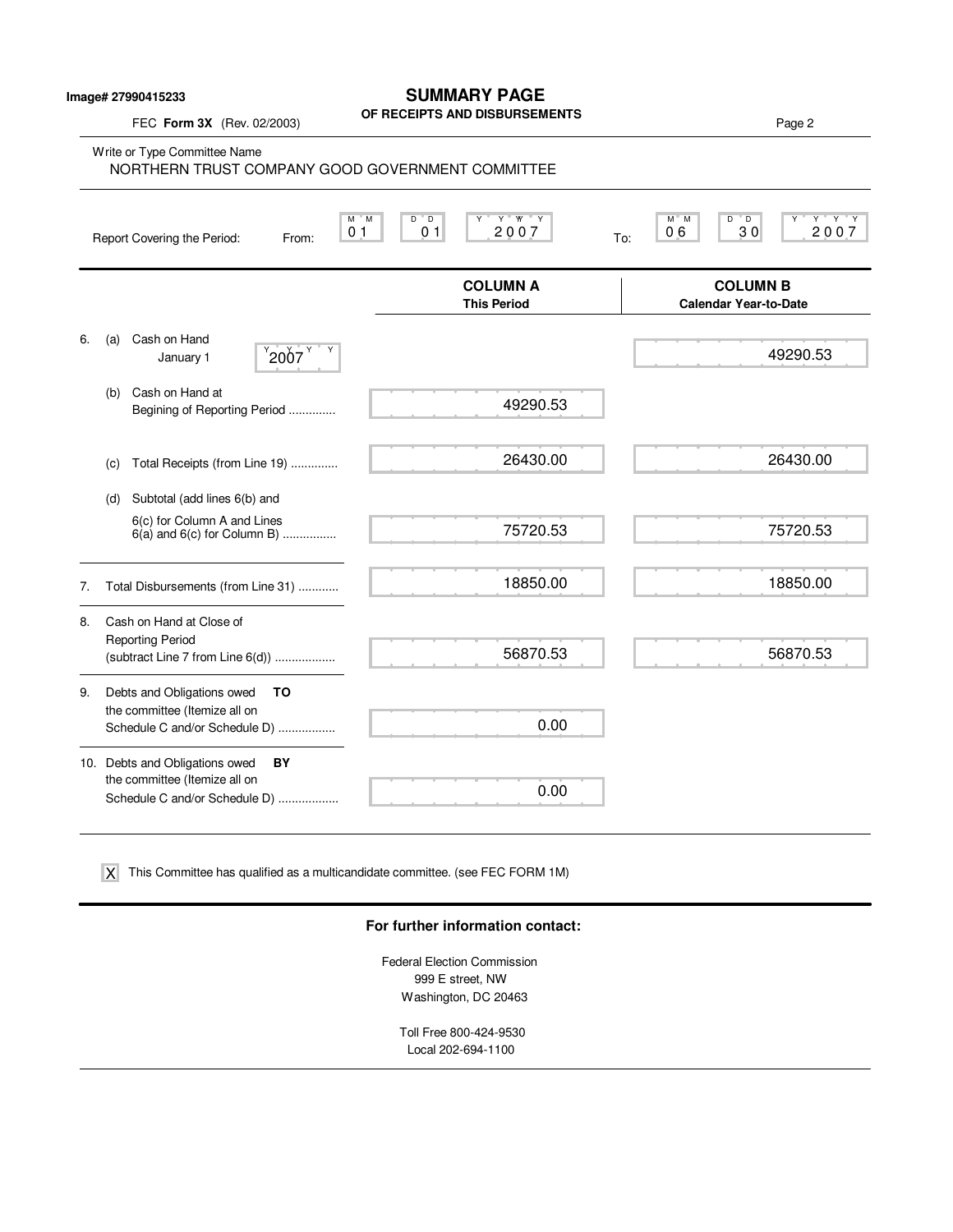Image# 27990415233

# SUMMARY PAGE
## OF RECEIPTS AND DISBURSEMENTS

FEC **Form 3X** (Rev. 02/2003)

Write or Type Committee Name
NORTHERN TRUST COMPANY GOOD GOVERNMENT COMMITTEE

Report Covering the Period: From: 01 01 2007 To: 06 30 2007

| | | COLUMN A This Period | COLUMN B Calendar Year-to-Date |
|---|---|---|---|
| 6. | (a) Cash on Hand January 1 2007 | | 49290.53 |
| | (b) Cash on Hand at Begining of Reporting Period .............. | 49290.53 | |
| | (c) Total Receipts (from Line 19) .............. | 26430.00 | 26430.00 |
| | (d) Subtotal (add lines 6(b) and 6(c) for Column A and Lines 6(a) and 6(c) for Column B) ................ | 75720.53 | 75720.53 |
| 7. | Total Disbursements (from Line 31) ............ | 18850.00 | 18850.00 |
| 8. | Cash on Hand at Close of Reporting Period (subtract Line 7 from Line 6(d)) .................. | 56870.53 | 56870.53 |
| 9. | Debts and Obligations owed **TO** the committee (Itemize all on Schedule C and/or Schedule D) ................. | 0.00 | |
| 10. | Debts and Obligations owed **BY** the committee (Itemize all on Schedule C and/or Schedule D) .................. | 0.00 | |

[X] This Committee has qualified as a multicandidate committee. (see FEC FORM 1M)

**For further information contact:**

Federal Election Commission
999 E street, NW
Washington, DC 20463

Toll Free 800-424-9530
Local 202-694-1100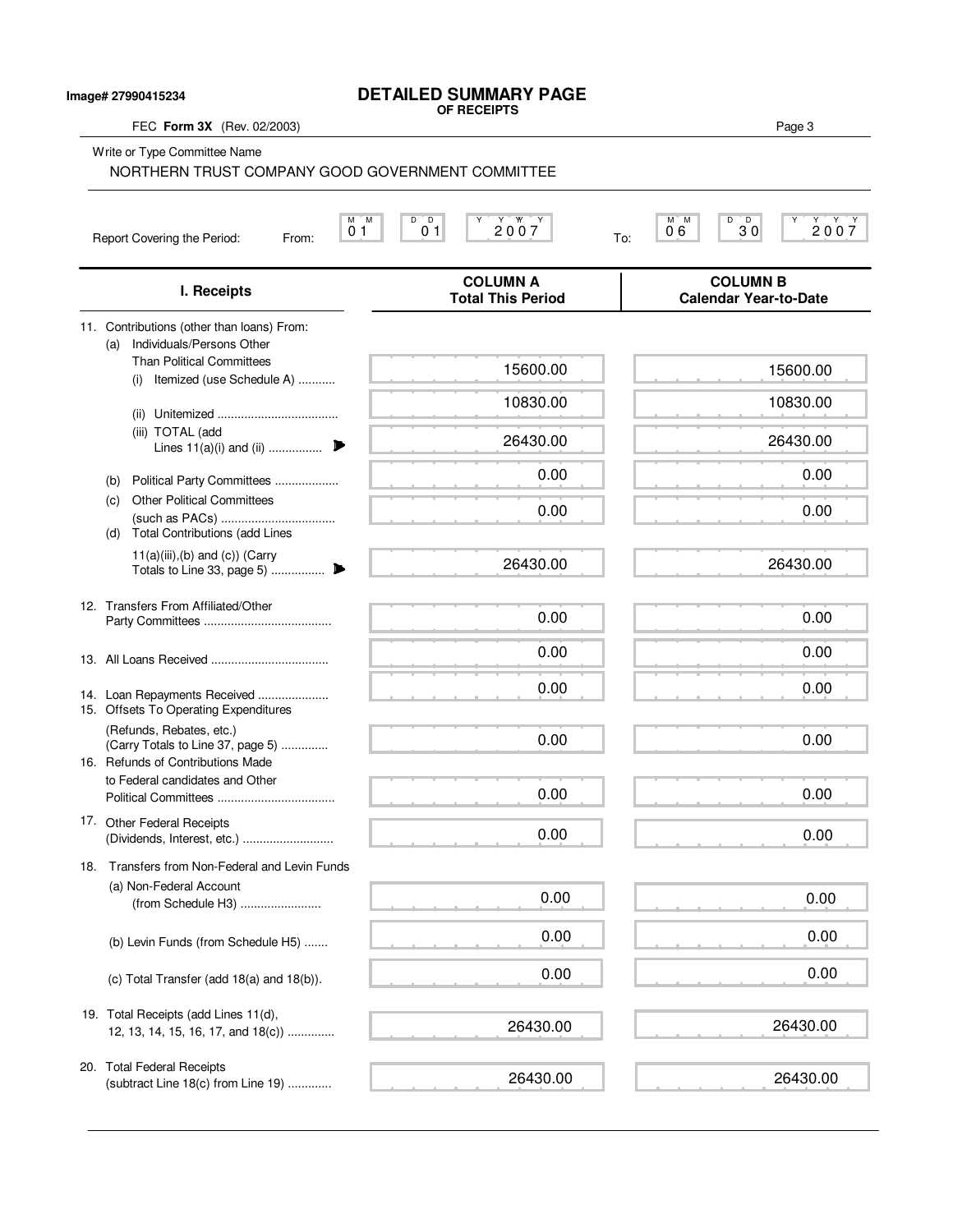Image# 27990415234

# DETAILED SUMMARY PAGE
**OF RECEIPTS**

FEC **Form 3X** (Rev. 02/2003)

Write or Type Committee Name

NORTHERN TRUST COMPANY GOOD GOVERNMENT COMMITTEE

Report Covering the Period: From: 01 01 2007 To: 06 30 2007

| I. Receipts | COLUMN A Total This Period | COLUMN B Calendar Year-to-Date |
|---|---|---|
| 11. Contributions (other than loans) From: | | |
| (a) Individuals/Persons Other Than Political Committees (i) Itemized (use Schedule A) ........... | 15600.00 | 15600.00 |
| (ii) Unitemized ................................... | 10830.00 | 10830.00 |
| (iii) TOTAL (add Lines 11(a)(i) and (ii) ................ | 26430.00 | 26430.00 |
| (b) Political Party Committees ................... | 0.00 | 0.00 |
| (c) Other Political Committees (such as PACs) ................................. | 0.00 | 0.00 |
| (d) Total Contributions (add Lines 11(a)(iii),(b) and (c)) (Carry Totals to Line 33, page 5) ................ | 26430.00 | 26430.00 |
| 12. Transfers From Affiliated/Other Party Committees ..................................... | 0.00 | 0.00 |
| 13. All Loans Received .................................. | 0.00 | 0.00 |
| 14. Loan Repayments Received ..................... | 0.00 | 0.00 |
| 15. Offsets To Operating Expenditures (Refunds, Rebates, etc.) (Carry Totals to Line 37, page 5) ............. | 0.00 | 0.00 |
| 16. Refunds of Contributions Made to Federal candidates and Other Political Committees .................................. | 0.00 | 0.00 |
| 17. Other Federal Receipts (Dividends, Interest, etc.) .......................... | 0.00 | 0.00 |
| 18. Transfers from Non-Federal and Levin Funds | | |
| (a) Non-Federal Account (from Schedule H3) ........................ | 0.00 | 0.00 |
| (b) Levin Funds (from Schedule H5) ....... | 0.00 | 0.00 |
| (c) Total Transfer (add 18(a) and 18(b)). | 0.00 | 0.00 |
| 19. Total Receipts (add Lines 11(d), 12, 13, 14, 15, 16, 17, and 18(c)) .............. | 26430.00 | 26430.00 |
| 20. Total Federal Receipts (subtract Line 18(c) from Line 19) ............. | 26430.00 | 26430.00 |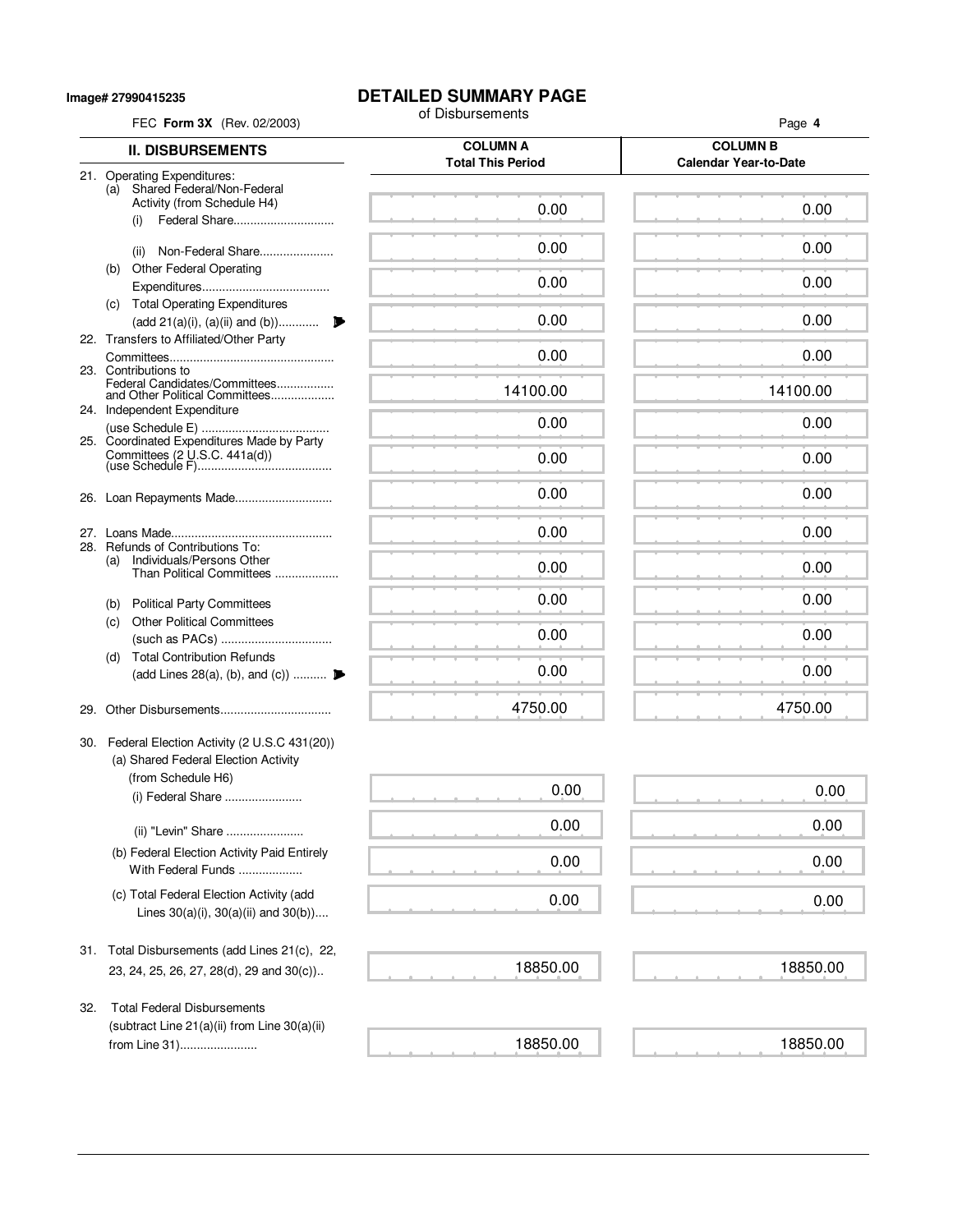**Image# 27990415235**

# DETAILED SUMMARY PAGE

of Disbursements

FEC **Form 3X** (Rev. 02/2003)

| II. DISBURSEMENTS | COLUMN A Total This Period | COLUMN B Calendar Year-to-Date |
|---|---|---|
| 21. Operating Expenditures: | | |
| (a) Shared Federal/Non-Federal Activity (from Schedule H4) | | |
| (i) Federal Share............................. | 0.00 | 0.00 |
| (ii) Non-Federal Share..................... | 0.00 | 0.00 |
| (b) Other Federal Operating Expenditures..................................... | 0.00 | 0.00 |
| (c) Total Operating Expenditures (add 21(a)(i), (a)(ii) and (b))............ | 0.00 | 0.00 |
| 22. Transfers to Affiliated/Other Party Committees................................................ | 0.00 | 0.00 |
| 23. Contributions to Federal Candidates/Committees................. and Other Political Committees................... | 14100.00 | 14100.00 |
| 24. Independent Expenditure (use Schedule E) ...................................... | 0.00 | 0.00 |
| 25. Coordinated Expenditures Made by Party Committees (2 U.S.C. 441a(d)) (use Schedule F)....................................... | 0.00 | 0.00 |
| 26. Loan Repayments Made............................ | 0.00 | 0.00 |
| 27. Loans Made................................................ | 0.00 | 0.00 |
| 28. Refunds of Contributions To: | | |
| (a) Individuals/Persons Other Than Political Committees .................. | 0.00 | 0.00 |
| (b) Political Party Committees | 0.00 | 0.00 |
| (c) Other Political Committees (such as PACs) ................................ | 0.00 | 0.00 |
| (d) Total Contribution Refunds (add Lines 28(a), (b), and (c)) .......... | 0.00 | 0.00 |
| 29. Other Disbursements................................ | 4750.00 | 4750.00 |
| 30. Federal Election Activity (2 U.S.C 431(20)) | | |
| (a) Shared Federal Election Activity (from Schedule H6) | | |
| (i) Federal Share ...................... | 0.00 | 0.00 |
| (ii) "Levin" Share ...................... | 0.00 | 0.00 |
| (b) Federal Election Activity Paid Entirely With Federal Funds .................. | 0.00 | 0.00 |
| (c) Total Federal Election Activity (add Lines 30(a)(i), 30(a)(ii) and 30(b)).... | 0.00 | 0.00 |
| 31. Total Disbursements (add Lines 21(c), 22, 23, 24, 25, 26, 27, 28(d), 29 and 30(c)).. | 18850.00 | 18850.00 |
| 32. Total Federal Disbursements (subtract Line 21(a)(ii) from Line 30(a)(ii) from Line 31)...................... | 18850.00 | 18850.00 |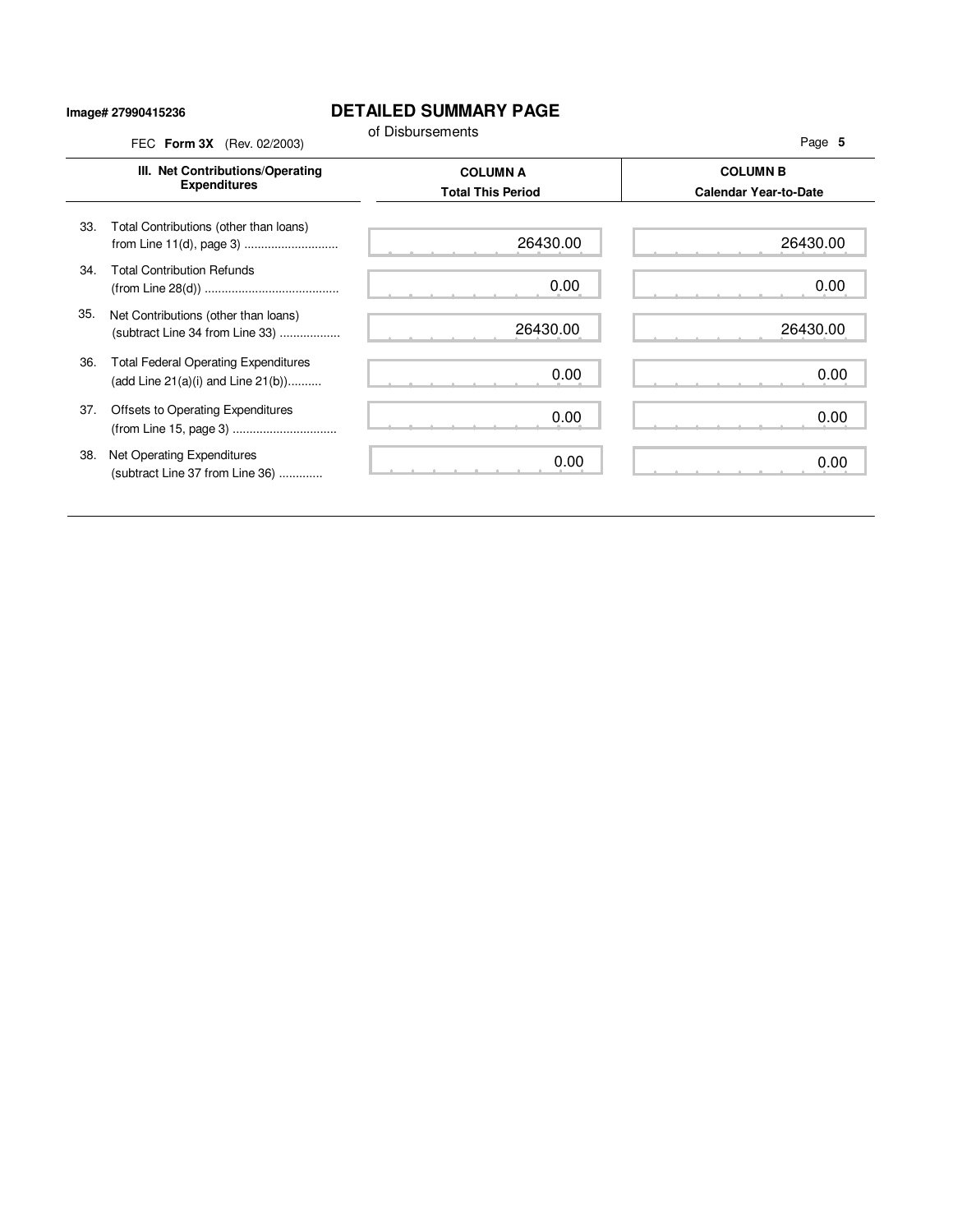Image# 27990415236

# DETAILED SUMMARY PAGE

of Disbursements

FEC **Form 3X** (Rev. 02/2003)

| III. Net Contributions/Operating Expenditures | COLUMN A Total This Period | COLUMN B Calendar Year-to-Date |
|---|---|---|
| 33. Total Contributions (other than loans) from Line 11(d), page 3 ............................ | 26430.00 | 26430.00 |
| 34. Total Contribution Refunds (from Line 28(d)) ........................................ | 0.00 | 0.00 |
| 35. Net Contributions (other than loans) (subtract Line 34 from Line 33) .................. | 26430.00 | 26430.00 |
| 36. Total Federal Operating Expenditures (add Line 21(a)(i) and Line 21(b)).......... | 0.00 | 0.00 |
| 37. Offsets to Operating Expenditures (from Line 15, page 3) ............................... | 0.00 | 0.00 |
| 38. Net Operating Expenditures (subtract Line 37 from Line 36) ............. | 0.00 | 0.00 |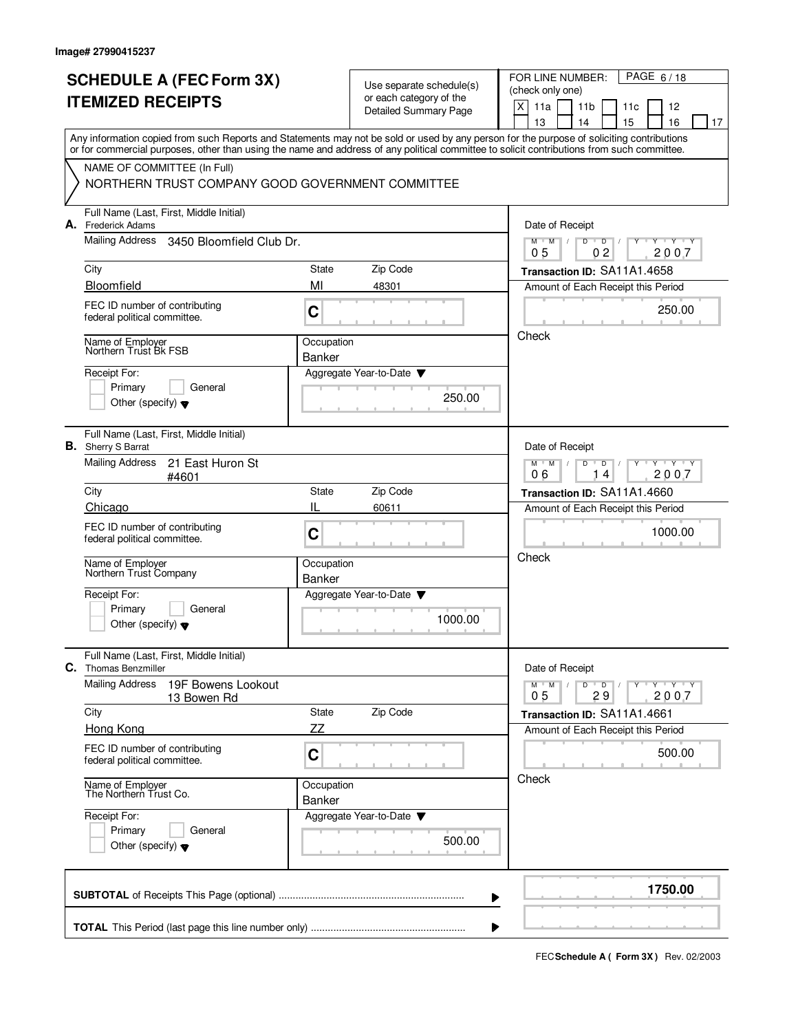Image# 27990415237

# SCHEDULE A (FEC Form 3X)
# ITEMIZED RECEIPTS

Use separate schedule(s) or each category of the Detailed Summary Page

FOR LINE NUMBER: (check only one)

[X] 11a [ ] 11b [ ] 11c [ ] 12 [ ] 13 [ ] 14 [ ] 15 [ ] 16 [ ] 17

PAGE 6 / 18

Any information copied from such Reports and Statements may not be sold or used by any person for the purpose of soliciting contributions or for commercial purposes, other than using the name and address of any political committee to solicit contributions from such committee.

NAME OF COMMITTEE (In Full)
NORTHERN TRUST COMPANY GOOD GOVERNMENT COMMITTEE

---

**A.** Full Name (Last, First, Middle Initial): Frederick Adams

Mailing Address: 3450 Bloomfield Club Dr.

City: Bloomfield | State: MI | Zip Code: 48301

FEC ID number of contributing federal political committee: C

Name of Employer: Northern Trust Bk FSB

Occupation: Banker

Receipt For: [ ] Primary [ ] General [ ] Other (specify)

Aggregate Year-to-Date: 250.00

Date of Receipt: 05 / 02 / 2007

Transaction ID: SA11A1.4658

Amount of Each Receipt this Period: 250.00

Check

---

**B.** Full Name (Last, First, Middle Initial): Sherry S Barrat

Mailing Address: 21 East Huron St #4601

City: Chicago | State: IL | Zip Code: 60611

FEC ID number of contributing federal political committee: C

Name of Employer: Northern Trust Company

Occupation: Banker

Receipt For: [ ] Primary [ ] General [ ] Other (specify)

Aggregate Year-to-Date: 1000.00

Date of Receipt: 06 / 14 / 2007

Transaction ID: SA11A1.4660

Amount of Each Receipt this Period: 1000.00

Check

---

**C.** Full Name (Last, First, Middle Initial): Thomas Benzmiller

Mailing Address: 19F Bowens Lookout 13 Bowen Rd

City: Hong Kong | State: ZZ | Zip Code:

FEC ID number of contributing federal political committee: C

Name of Employer: The Northern Trust Co.

Occupation: Banker

Receipt For: [ ] Primary [ ] General [ ] Other (specify)

Aggregate Year-to-Date: 500.00

Date of Receipt: 05 / 29 / 2007

Transaction ID: SA11A1.4661

Amount of Each Receipt this Period: 500.00

Check

---

**SUBTOTAL** of Receipts This Page (optional): **1750.00**

**TOTAL** This Period (last page this line number only):

FEC **Schedule A ( Form 3X )** Rev. 02/2003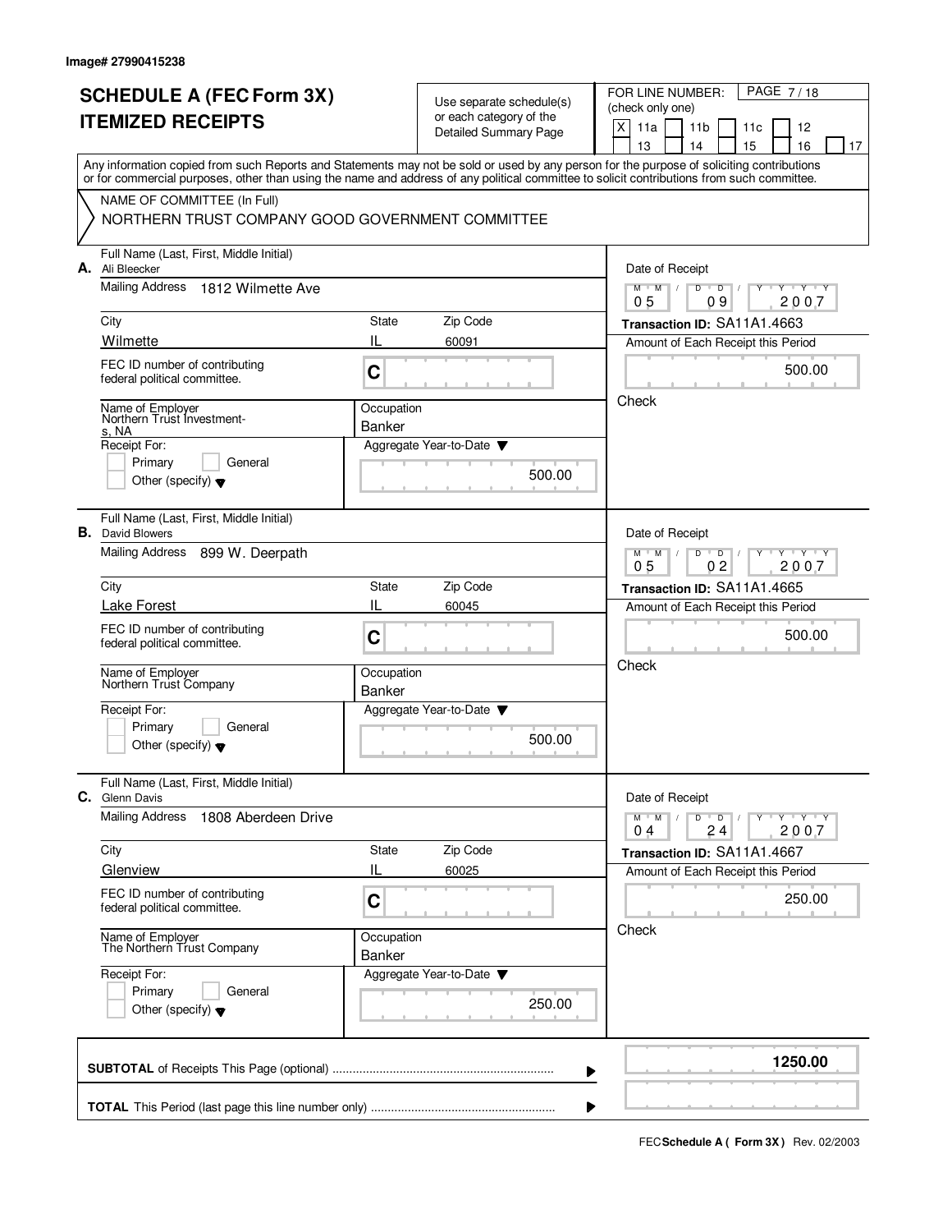Image# 27990415238

# SCHEDULE A (FEC Form 3X)
# ITEMIZED RECEIPTS

Use separate schedule(s) or each category of the Detailed Summary Page

FOR LINE NUMBER: (check only one)

[X] 11a [ ] 11b [ ] 11c [ ] 12 [ ] 13 [ ] 14 [ ] 15 [ ] 16 [ ] 17

PAGE 7 / 18

Any information copied from such Reports and Statements may not be sold or used by any person for the purpose of soliciting contributions or for commercial purposes, other than using the name and address of any political committee to solicit contributions from such committee.

NAME OF COMMITTEE (In Full)

NORTHERN TRUST COMPANY GOOD GOVERNMENT COMMITTEE

---

**A.** Full Name (Last, First, Middle Initial): Ali Bleecker

Mailing Address: 1812 Wilmette Ave

City: Wilmette | State: IL | Zip Code: 60091

FEC ID number of contributing federal political committee: C

Name of Employer: Northern Trust Investment-s, NA

Occupation: Banker

Receipt For: [ ] Primary [ ] General [ ] Other (specify)

Aggregate Year-to-Date: 500.00

Date of Receipt: 05 / 09 / 2007

Transaction ID: SA11A1.4663

Amount of Each Receipt this Period: 500.00

Check

---

**B.** Full Name (Last, First, Middle Initial): David Blowers

Mailing Address: 899 W. Deerpath

City: Lake Forest | State: IL | Zip Code: 60045

FEC ID number of contributing federal political committee: C

Name of Employer: Northern Trust Company

Occupation: Banker

Receipt For: [ ] Primary [ ] General [ ] Other (specify)

Aggregate Year-to-Date: 500.00

Date of Receipt: 05 / 02 / 2007

Transaction ID: SA11A1.4665

Amount of Each Receipt this Period: 500.00

Check

---

**C.** Full Name (Last, First, Middle Initial): Glenn Davis

Mailing Address: 1808 Aberdeen Drive

City: Glenview | State: IL | Zip Code: 60025

FEC ID number of contributing federal political committee: C

Name of Employer: The Northern Trust Company

Occupation: Banker

Receipt For: [ ] Primary [ ] General [ ] Other (specify)

Aggregate Year-to-Date: 250.00

Date of Receipt: 04 / 24 / 2007

Transaction ID: SA11A1.4667

Amount of Each Receipt this Period: 250.00

Check

---

**SUBTOTAL** of Receipts This Page (optional): **1250.00**

**TOTAL** This Period (last page this line number only):

FEC **Schedule A ( Form 3X )** Rev. 02/2003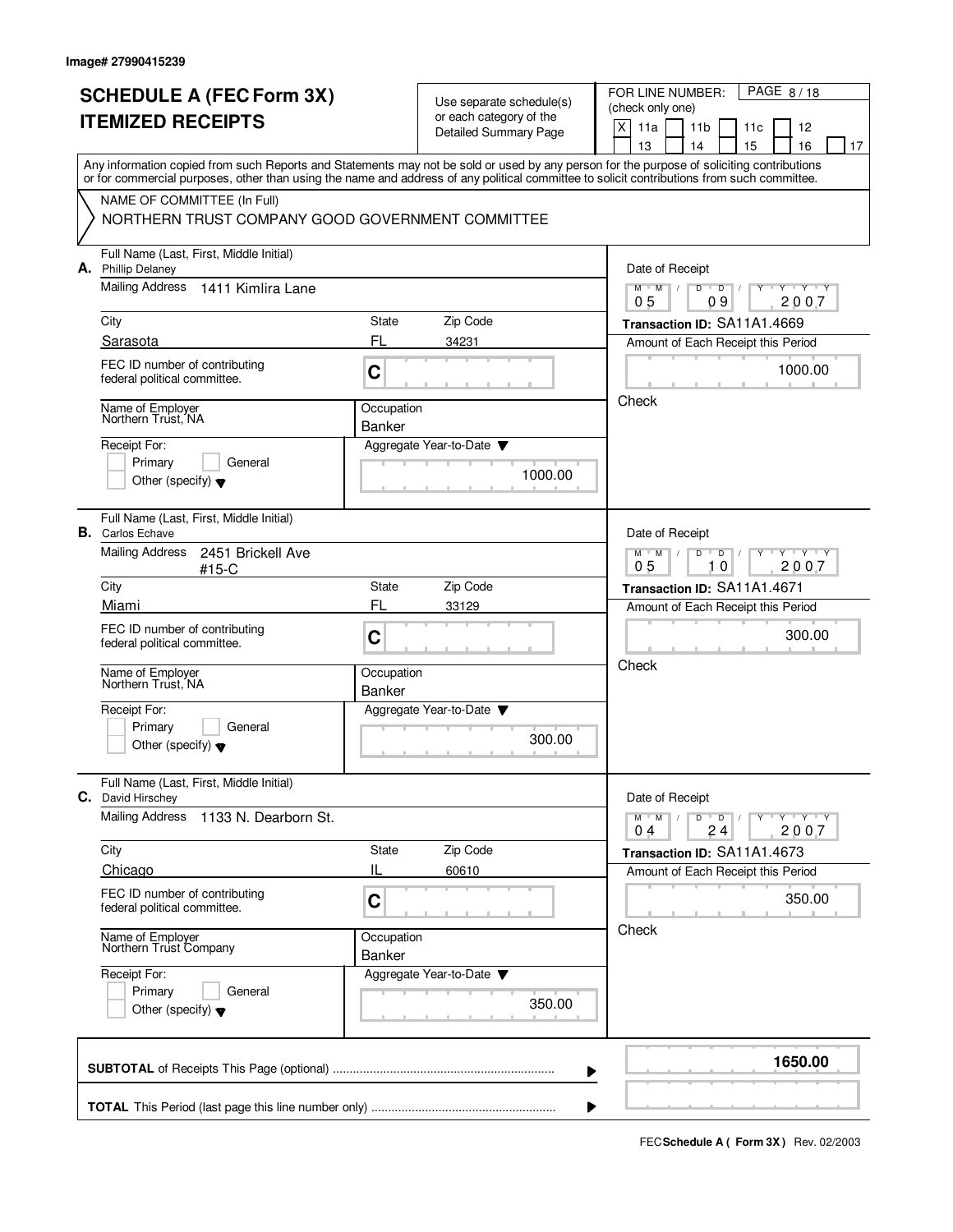Image# 27990415239

# SCHEDULE A (FEC Form 3X)
# ITEMIZED RECEIPTS

Use separate schedule(s) or each category of the Detailed Summary Page

FOR LINE NUMBER: (check only one)

[X] 11a [ ] 11b [ ] 11c [ ] 12 [ ] 13 [ ] 14 [ ] 15 [ ] 16 [ ] 17

PAGE 8 / 18

Any information copied from such Reports and Statements may not be sold or used by any person for the purpose of soliciting contributions or for commercial purposes, other than using the name and address of any political committee to solicit contributions from such committee.

NAME OF COMMITTEE (In Full)

NORTHERN TRUST COMPANY GOOD GOVERNMENT COMMITTEE

**A.** Full Name (Last, First, Middle Initial): Phillip Delaney

Mailing Address: 1411 Kimlira Lane

City: Sarasota | State: FL | Zip Code: 34231

FEC ID number of contributing federal political committee: C

Name of Employer: Northern Trust, NA

Occupation: Banker

Receipt For: Primary / General / Other (specify)

Aggregate Year-to-Date: 1000.00

Date of Receipt: 05 / 09 / 2007

Transaction ID: SA11A1.4669

Amount of Each Receipt this Period: 1000.00

Check

**B.** Full Name (Last, First, Middle Initial): Carlos Echave

Mailing Address: 2451 Brickell Ave #15-C

City: Miami | State: FL | Zip Code: 33129

FEC ID number of contributing federal political committee: C

Name of Employer: Northern Trust, NA

Occupation: Banker

Receipt For: Primary / General / Other (specify)

Aggregate Year-to-Date: 300.00

Date of Receipt: 05 / 10 / 2007

Transaction ID: SA11A1.4671

Amount of Each Receipt this Period: 300.00

Check

**C.** Full Name (Last, First, Middle Initial): David Hirschey

Mailing Address: 1133 N. Dearborn St.

City: Chicago | State: IL | Zip Code: 60610

FEC ID number of contributing federal political committee: C

Name of Employer: Northern Trust Company

Occupation: Banker

Receipt For: Primary / General / Other (specify)

Aggregate Year-to-Date: 350.00

Date of Receipt: 04 / 24 / 2007

Transaction ID: SA11A1.4673

Amount of Each Receipt this Period: 350.00

Check

**SUBTOTAL** of Receipts This Page (optional): **1650.00**

**TOTAL** This Period (last page this line number only):

FEC **Schedule A ( Form 3X )** Rev. 02/2003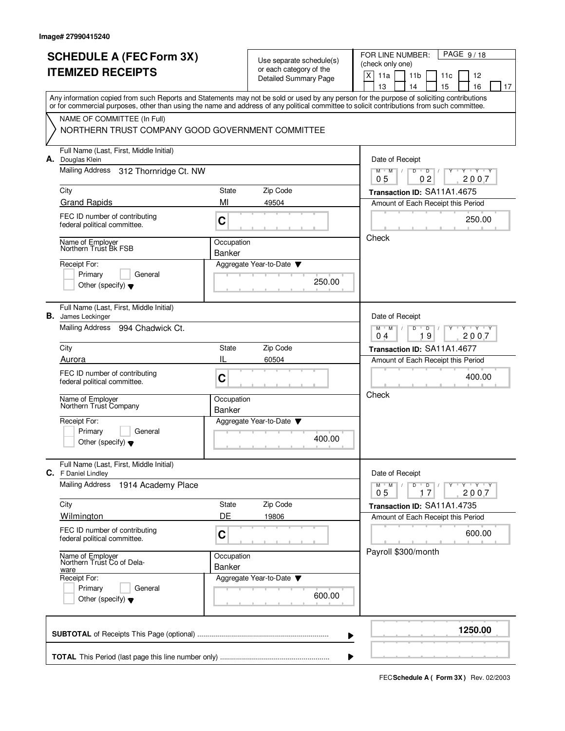Image# 27990415240

# SCHEDULE A (FEC Form 3X)
# ITEMIZED RECEIPTS

Use separate schedule(s) or each category of the Detailed Summary Page

FOR LINE NUMBER: (check only one)

[X] 11a [ ] 11b [ ] 11c [ ] 12 [ ] 13 [ ] 14 [ ] 15 [ ] 16 [ ] 17

PAGE 9 / 18

Any information copied from such Reports and Statements may not be sold or used by any person for the purpose of soliciting contributions or for commercial purposes, other than using the name and address of any political committee to solicit contributions from such committee.

NAME OF COMMITTEE (In Full)
NORTHERN TRUST COMPANY GOOD GOVERNMENT COMMITTEE

---

**A.** Full Name (Last, First, Middle Initial): Douglas Klein

Mailing Address: 312 Thornridge Ct. NW

City: Grand Rapids | State: MI | Zip Code: 49504

FEC ID number of contributing federal political committee: C

Name of Employer: Northern Trust Bk FSB | Occupation: Banker

Receipt For: [ ] Primary [ ] General [ ] Other (specify)

Aggregate Year-to-Date: 250.00

Date of Receipt: 05 / 02 / 2007

Transaction ID: SA11A1.4675

Amount of Each Receipt this Period: 250.00

Check

---

**B.** Full Name (Last, First, Middle Initial): James Leckinger

Mailing Address: 994 Chadwick Ct.

City: Aurora | State: IL | Zip Code: 60504

FEC ID number of contributing federal political committee: C

Name of Employer: Northern Trust Company | Occupation: Banker

Receipt For: [ ] Primary [ ] General [ ] Other (specify)

Aggregate Year-to-Date: 400.00

Date of Receipt: 04 / 19 / 2007

Transaction ID: SA11A1.4677

Amount of Each Receipt this Period: 400.00

Check

---

**C.** Full Name (Last, First, Middle Initial): F Daniel Lindley

Mailing Address: 1914 Academy Place

City: Wilmington | State: DE | Zip Code: 19806

FEC ID number of contributing federal political committee: C

Name of Employer: Northern Trust Co of Delaware | Occupation: Banker

Receipt For: [ ] Primary [ ] General [ ] Other (specify)

Aggregate Year-to-Date: 600.00

Date of Receipt: 05 / 17 / 2007

Transaction ID: SA11A1.4735

Amount of Each Receipt this Period: 600.00

Payroll $300/month

---

**SUBTOTAL** of Receipts This Page (optional): 1250.00

**TOTAL** This Period (last page this line number only):

FEC **Schedule A ( Form 3X )** Rev. 02/2003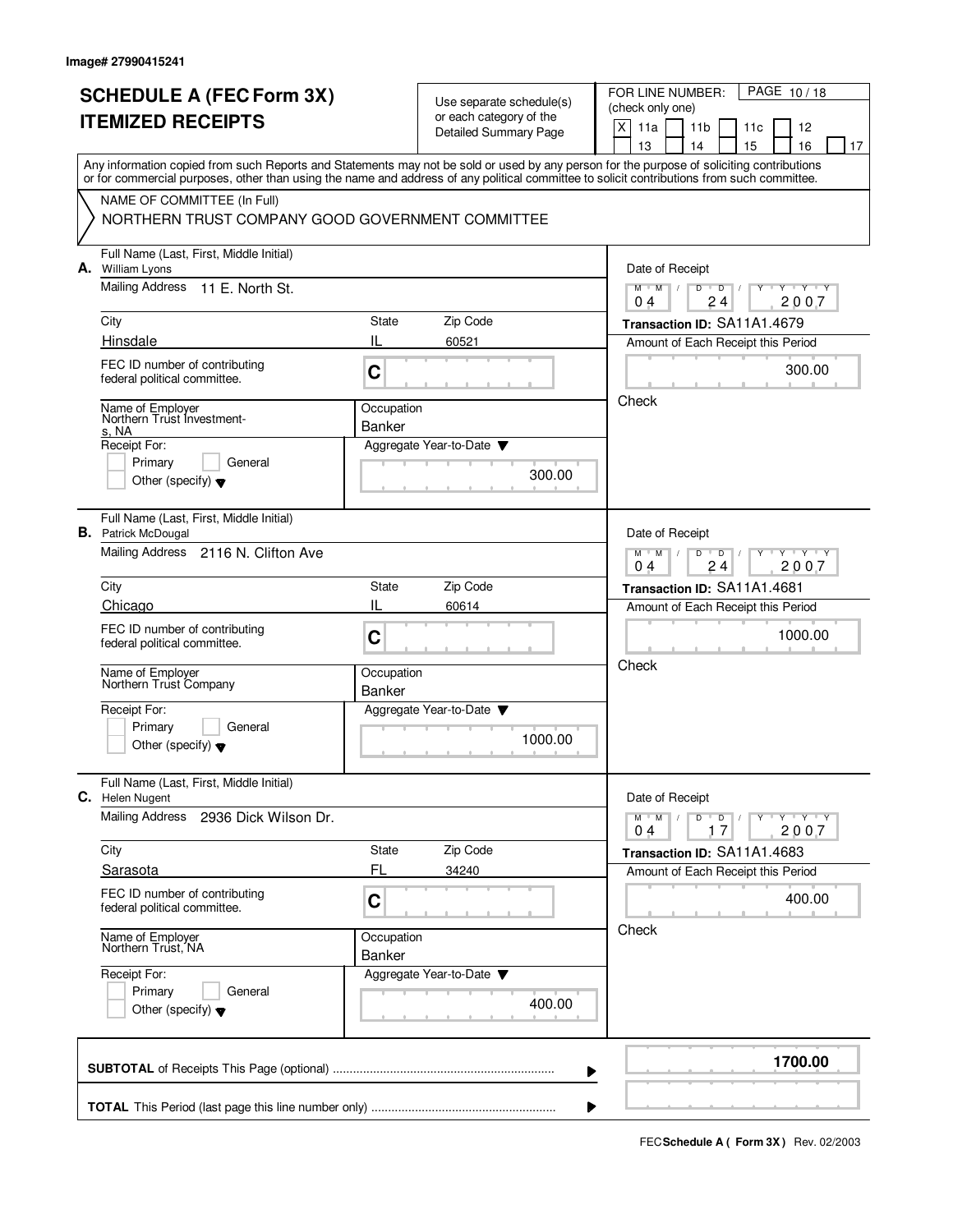Image# 27990415241

# SCHEDULE A (FEC Form 3X) ITEMIZED RECEIPTS

Use separate schedule(s) or each category of the Detailed Summary Page

FOR LINE NUMBER: (check only one)

[X] 11a [ ] 11b [ ] 11c [ ] 12 [ ] 13 [ ] 14 [ ] 15 [ ] 16 [ ] 17

PAGE 10 / 18

Any information copied from such Reports and Statements may not be sold or used by any person for the purpose of soliciting contributions or for commercial purposes, other than using the name and address of any political committee to solicit contributions from such committee.

NAME OF COMMITTEE (In Full)
NORTHERN TRUST COMPANY GOOD GOVERNMENT COMMITTEE

---

**A.** Full Name (Last, First, Middle Initial): William Lyons

Mailing Address: 11 E. North St.

City: Hinsdale | State: IL | Zip Code: 60521

FEC ID number of contributing federal political committee: C

Name of Employer: Northern Trust Investments, NA

Occupation: Banker

Receipt For: [ ] Primary [ ] General [ ] Other (specify)

Aggregate Year-to-Date: 300.00

Date of Receipt: 04 / 24 / 2007

Transaction ID: SA11A1.4679

Amount of Each Receipt this Period: 300.00

Check

---

**B.** Full Name (Last, First, Middle Initial): Patrick McDougal

Mailing Address: 2116 N. Clifton Ave

City: Chicago | State: IL | Zip Code: 60614

FEC ID number of contributing federal political committee: C

Name of Employer: Northern Trust Company

Occupation: Banker

Receipt For: [ ] Primary [ ] General [ ] Other (specify)

Aggregate Year-to-Date: 1000.00

Date of Receipt: 04 / 24 / 2007

Transaction ID: SA11A1.4681

Amount of Each Receipt this Period: 1000.00

Check

---

**C.** Full Name (Last, First, Middle Initial): Helen Nugent

Mailing Address: 2936 Dick Wilson Dr.

City: Sarasota | State: FL | Zip Code: 34240

FEC ID number of contributing federal political committee: C

Name of Employer: Northern Trust, NA

Occupation: Banker

Receipt For: [ ] Primary [ ] General [ ] Other (specify)

Aggregate Year-to-Date: 400.00

Date of Receipt: 04 / 17 / 2007

Transaction ID: SA11A1.4683

Amount of Each Receipt this Period: 400.00

Check

---

**SUBTOTAL** of Receipts This Page (optional): **1700.00**

**TOTAL** This Period (last page this line number only):

FEC **Schedule A ( Form 3X )** Rev. 02/2003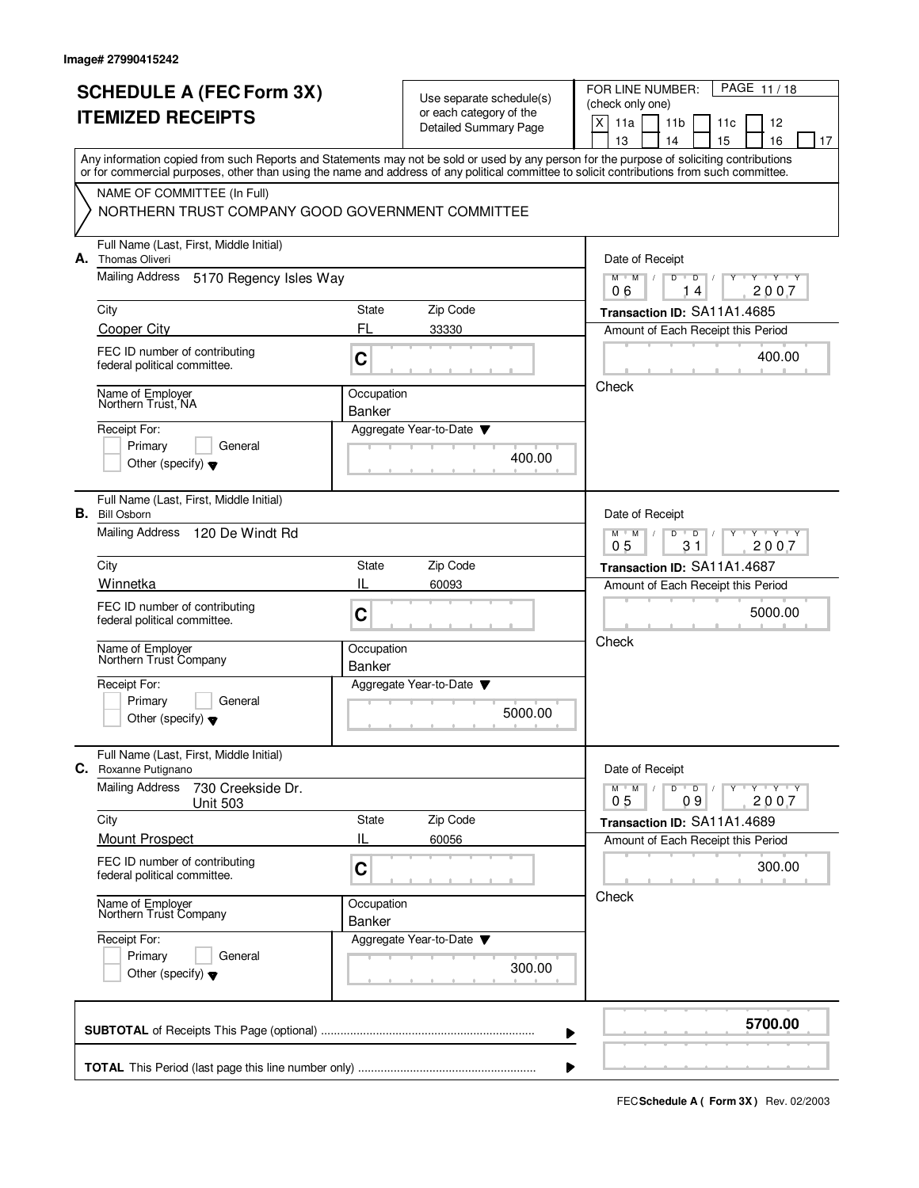Image# 27990415242

# SCHEDULE A (FEC Form 3X) ITEMIZED RECEIPTS

Use separate schedule(s) or each category of the Detailed Summary Page

FOR LINE NUMBER: (check only one)

[X] 11a [ ] 11b [ ] 11c [ ] 12 [ ] 13 [ ] 14 [ ] 15 [ ] 16 [ ] 17

PAGE 11 / 18

Any information copied from such Reports and Statements may not be sold or used by any person for the purpose of soliciting contributions or for commercial purposes, other than using the name and address of any political committee to solicit contributions from such committee.

NAME OF COMMITTEE (In Full)

NORTHERN TRUST COMPANY GOOD GOVERNMENT COMMITTEE

---

**A.** Full Name (Last, First, Middle Initial): Thomas Oliveri

Mailing Address: 5170 Regency Isles Way

City: Cooper City | State: FL | Zip Code: 33330

FEC ID number of contributing federal political committee: C

Name of Employer: Northern Trust, NA

Occupation: Banker

Receipt For: [ ] Primary [ ] General [ ] Other (specify)

Aggregate Year-to-Date: 400.00

Date of Receipt: 06 14 2007

Transaction ID: SA11A1.4685

Amount of Each Receipt this Period: 400.00

Check

---

**B.** Full Name (Last, First, Middle Initial): Bill Osborn

Mailing Address: 120 De Windt Rd

City: Winnetka | State: IL | Zip Code: 60093

FEC ID number of contributing federal political committee: C

Name of Employer: Northern Trust Company

Occupation: Banker

Receipt For: [ ] Primary [ ] General [ ] Other (specify)

Aggregate Year-to-Date: 5000.00

Date of Receipt: 05 31 2007

Transaction ID: SA11A1.4687

Amount of Each Receipt this Period: 5000.00

Check

---

**C.** Full Name (Last, First, Middle Initial): Roxanne Putignano

Mailing Address: 730 Creekside Dr. Unit 503

City: Mount Prospect | State: IL | Zip Code: 60056

FEC ID number of contributing federal political committee: C

Name of Employer: Northern Trust Company

Occupation: Banker

Receipt For: [ ] Primary [ ] General [ ] Other (specify)

Aggregate Year-to-Date: 300.00

Date of Receipt: 05 09 2007

Transaction ID: SA11A1.4689

Amount of Each Receipt this Period: 300.00

Check

---

**SUBTOTAL** of Receipts This Page (optional): **5700.00**

**TOTAL** This Period (last page this line number only):

FEC **Schedule A ( Form 3X )** Rev. 02/2003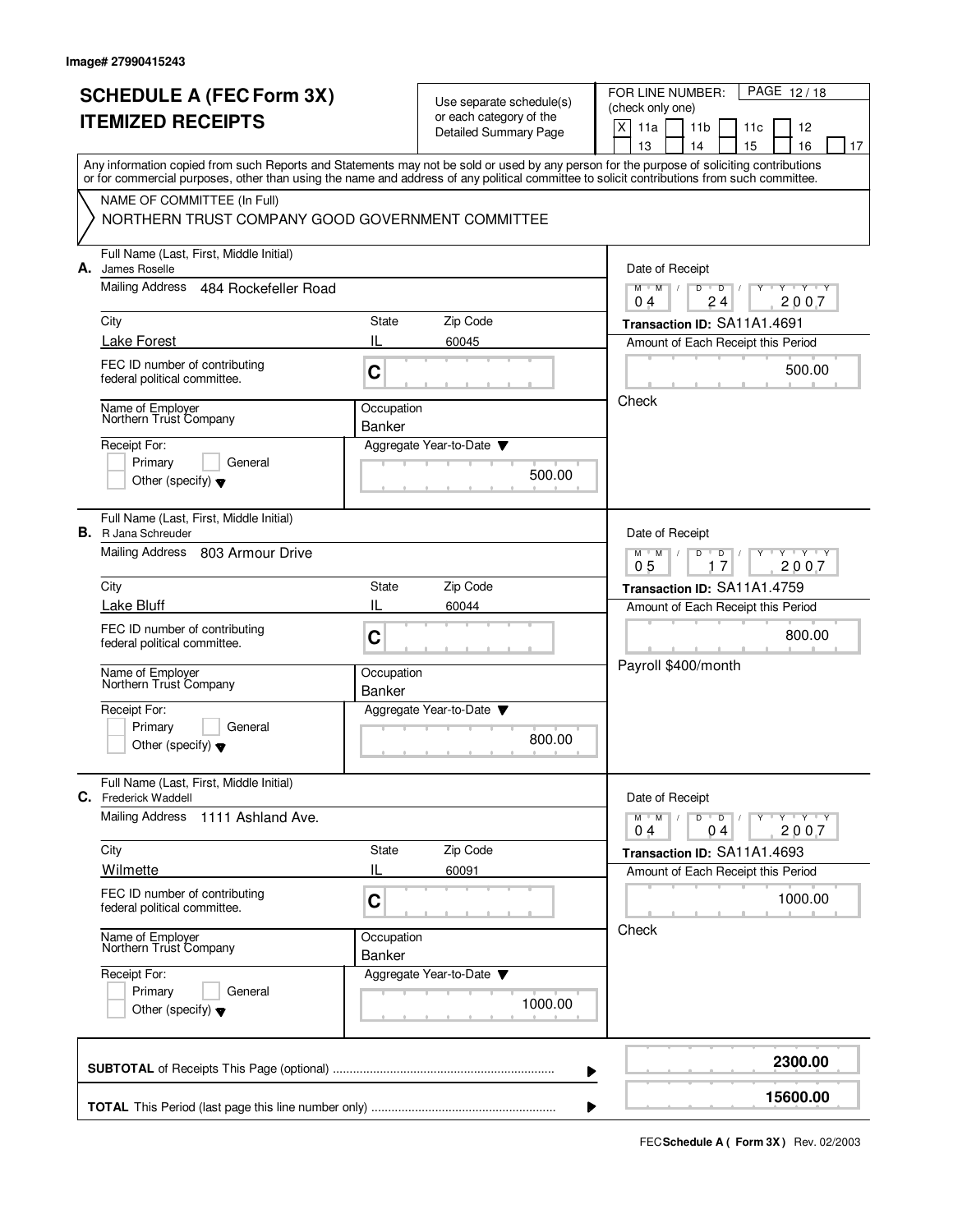Image# 27990415243

# SCHEDULE A (FEC Form 3X)
# ITEMIZED RECEIPTS

Use separate schedule(s) or each category of the Detailed Summary Page

FOR LINE NUMBER: (check only one)

[X] 11a [ ] 11b [ ] 11c [ ] 12 [ ] 13 [ ] 14 [ ] 15 [ ] 16 [ ] 17

PAGE 12 / 18

Any information copied from such Reports and Statements may not be sold or used by any person for the purpose of soliciting contributions or for commercial purposes, other than using the name and address of any political committee to solicit contributions from such committee.

NAME OF COMMITTEE (In Full)
NORTHERN TRUST COMPANY GOOD GOVERNMENT COMMITTEE

---

**A.** Full Name (Last, First, Middle Initial): James Roselle

Mailing Address: 484 Rockefeller Road

City: Lake Forest | State: IL | Zip Code: 60045

FEC ID number of contributing federal political committee: C

Name of Employer: Northern Trust Company

Occupation: Banker

Receipt For: [ ] Primary [ ] General [ ] Other (specify)

Aggregate Year-to-Date: 500.00

Date of Receipt: 04 / 24 / 2007

Transaction ID: SA11A1.4691

Amount of Each Receipt this Period: 500.00

Check

---

**B.** Full Name (Last, First, Middle Initial): R Jana Schreuder

Mailing Address: 803 Armour Drive

City: Lake Bluff | State: IL | Zip Code: 60044

FEC ID number of contributing federal political committee: C

Name of Employer: Northern Trust Company

Occupation: Banker

Receipt For: [ ] Primary [ ] General [ ] Other (specify)

Aggregate Year-to-Date: 800.00

Date of Receipt: 05 / 17 / 2007

Transaction ID: SA11A1.4759

Amount of Each Receipt this Period: 800.00

Payroll $400/month

---

**C.** Full Name (Last, First, Middle Initial): Frederick Waddell

Mailing Address: 1111 Ashland Ave.

City: Wilmette | State: IL | Zip Code: 60091

FEC ID number of contributing federal political committee: C

Name of Employer: Northern Trust Company

Occupation: Banker

Receipt For: [ ] Primary [ ] General [ ] Other (specify)

Aggregate Year-to-Date: 1000.00

Date of Receipt: 04 / 04 / 2007

Transaction ID: SA11A1.4693

Amount of Each Receipt this Period: 1000.00

Check

---

**SUBTOTAL** of Receipts This Page (optional): **2300.00**

**TOTAL** This Period (last page this line number only): **15600.00**

FEC **Schedule A ( Form 3X )** Rev. 02/2003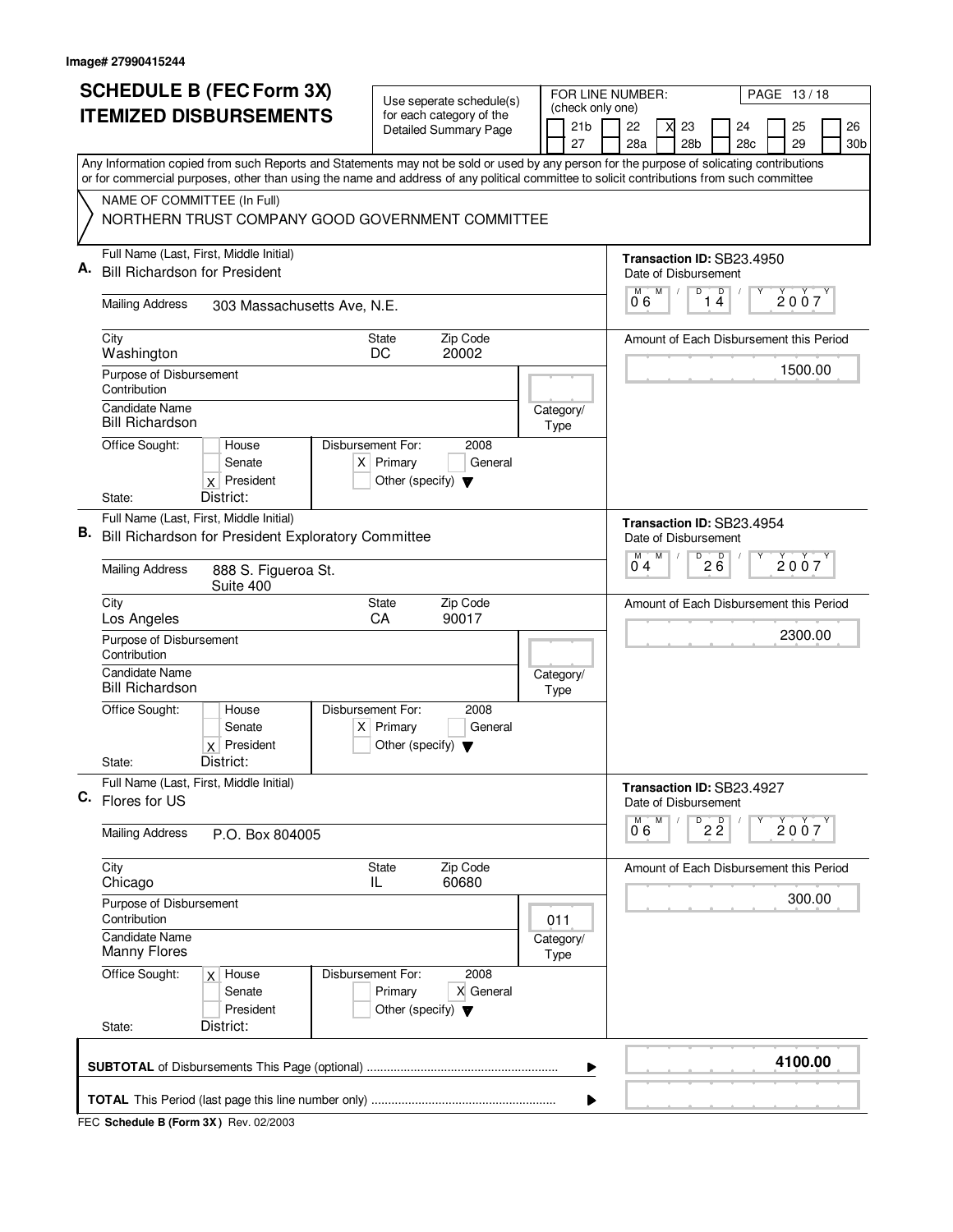Image# 27990415244

# SCHEDULE B (FEC Form 3X) ITEMIZED DISBURSEMENTS

Use seperate schedule(s) for each category of the Detailed Summary Page

FOR LINE NUMBER: (check only one)

[ ] 21b [ ] 22 [X] 23 [ ] 24 [ ] 25 [ ] 26
[ ] 27 [ ] 28a [ ] 28b [ ] 28c [ ] 29 [ ] 30b

PAGE 13 / 18

Any Information copied from such Reports and Statements may not be sold or used by any person for the purpose of solicating contributions or for commercial purposes, other than using the name and address of any political committee to solicit contributions from such committee

NAME OF COMMITTEE (In Full)
NORTHERN TRUST COMPANY GOOD GOVERNMENT COMMITTEE

## A.

Full Name (Last, First, Middle Initial): Bill Richardson for President

Mailing Address: 303 Massachusetts Ave, N.E.

City: Washington | State: DC | Zip Code: 20002

Purpose of Disbursement: Contribution

Candidate Name: Bill Richardson

Category/Type:

Office Sought: [ ] House [ ] Senate [X] President

State: District:

Disbursement For: 2008 [X] Primary [ ] General [ ] Other (specify)

Transaction ID: SB23.4950

Date of Disbursement: 06 / 14 / 2007

Amount of Each Disbursement this Period: 1500.00

## B.

Full Name (Last, First, Middle Initial): Bill Richardson for President Exploratory Committee

Mailing Address: 888 S. Figueroa St. Suite 400

City: Los Angeles | State: CA | Zip Code: 90017

Purpose of Disbursement: Contribution

Candidate Name: Bill Richardson

Category/Type:

Office Sought: [ ] House [ ] Senate [X] President

State: District:

Disbursement For: 2008 [X] Primary [ ] General [ ] Other (specify)

Transaction ID: SB23.4954

Date of Disbursement: 04 / 26 / 2007

Amount of Each Disbursement this Period: 2300.00

## C.

Full Name (Last, First, Middle Initial): Flores for US

Mailing Address: P.O. Box 804005

City: Chicago | State: IL | Zip Code: 60680

Purpose of Disbursement: Contribution

Candidate Name: Manny Flores

Category/Type: 011

Office Sought: [X] House [ ] Senate [ ] President

State: District:

Disbursement For: 2008 [ ] Primary [X] General [ ] Other (specify)

Transaction ID: SB23.4927

Date of Disbursement: 06 / 22 / 2007

Amount of Each Disbursement this Period: 300.00

**SUBTOTAL** of Disbursements This Page (optional): **4100.00**

**TOTAL** This Period (last page this line number only):

FEC **Schedule B (Form 3X)** Rev. 02/2003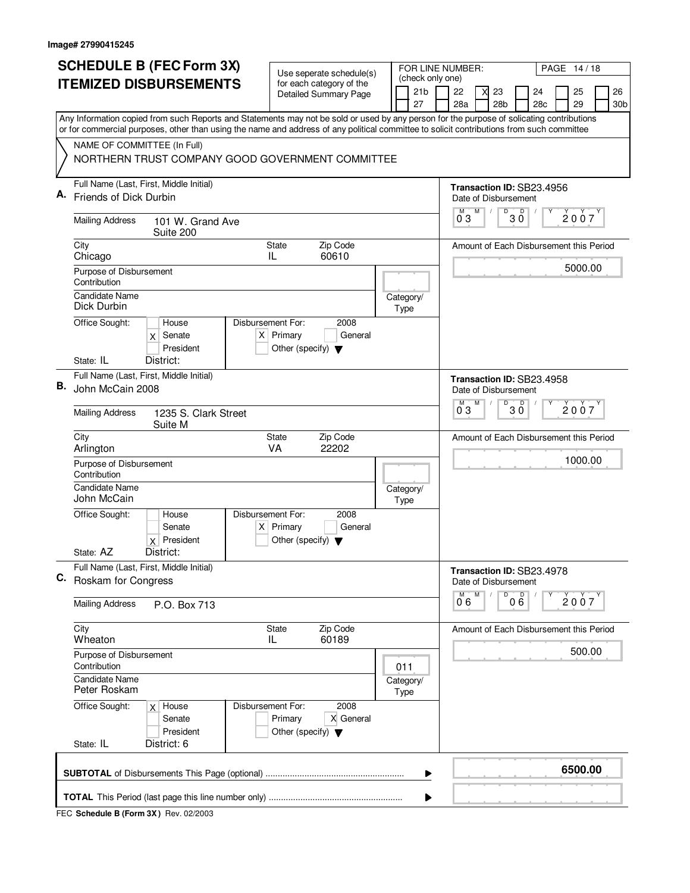Image# 27990415245

# SCHEDULE B (FEC Form 3X) ITEMIZED DISBURSEMENTS

Use seperate schedule(s) for each category of the Detailed Summary Page

FOR LINE NUMBER: (check only one)

| | | | | | |
|---|---|---|---|---|---|
| [ ] 21b | [ ] 22 | [X] 23 | [ ] 24 | [ ] 25 | [ ] 26 |
| [ ] 27 | [ ] 28a | [ ] 28b | [ ] 28c | [ ] 29 | [ ] 30b |

PAGE 14 / 18

Any Information copied from such Reports and Statements may not be sold or used by any person for the purpose of solicating contributions or for commercial purposes, other than using the name and address of any political committee to solicit contributions from such committee

NAME OF COMMITTEE (In Full)
NORTHERN TRUST COMPANY GOOD GOVERNMENT COMMITTEE

---

**A.** Full Name (Last, First, Middle Initial): Friends of Dick Durbin

Transaction ID: SB23.4956

Date of Disbursement: 03 / 30 / 2007

Mailing Address: 101 W. Grand Ave, Suite 200

City: Chicago State: IL Zip Code: 60610

Amount of Each Disbursement this Period: 5000.00

Purpose of Disbursement: Contribution

Candidate Name: Dick Durbin

Category/Type:

Office Sought: [ ] House [X] Senate [ ] President

Disbursement For: 2008 [X] Primary [ ] General [ ] Other (specify)

State: IL District:

---

**B.** Full Name (Last, First, Middle Initial): John McCain 2008

Transaction ID: SB23.4958

Date of Disbursement: 03 / 30 / 2007

Mailing Address: 1235 S. Clark Street, Suite M

City: Arlington State: VA Zip Code: 22202

Amount of Each Disbursement this Period: 1000.00

Purpose of Disbursement: Contribution

Candidate Name: John McCain

Category/Type:

Office Sought: [ ] House [ ] Senate [X] President

Disbursement For: 2008 [X] Primary [ ] General [ ] Other (specify)

State: AZ District:

---

**C.** Full Name (Last, First, Middle Initial): Roskam for Congress

Transaction ID: SB23.4978

Date of Disbursement: 06 / 06 / 2007

Mailing Address: P.O. Box 713

City: Wheaton State: IL Zip Code: 60189

Amount of Each Disbursement this Period: 500.00

Purpose of Disbursement: Contribution

Candidate Name: Peter Roskam

Category/Type: 011

Office Sought: [X] House [ ] Senate [ ] President

Disbursement For: 2008 [ ] Primary [X] General [ ] Other (specify)

State: IL District: 6

---

**SUBTOTAL** of Disbursements This Page (optional) ........ **6500.00**

**TOTAL** This Period (last page this line number only) ........

FEC **Schedule B (Form 3X)** Rev. 02/2003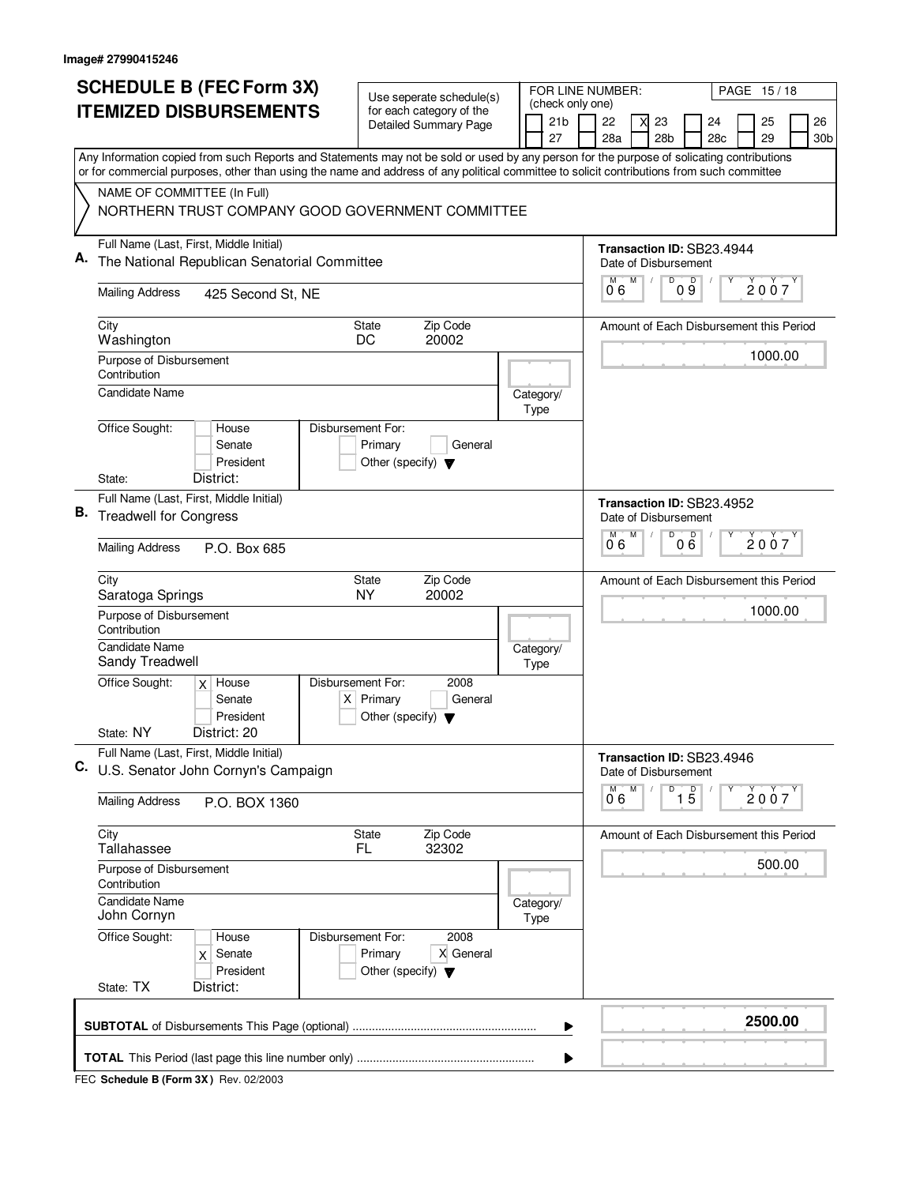Image# 27990415246

# SCHEDULE B (FEC Form 3X) ITEMIZED DISBURSEMENTS

Use seperate schedule(s) for each category of the Detailed Summary Page

FOR LINE NUMBER: (check only one)

21b | 22 | X 23 | 24 | 25 | 26
27 | 28a | 28b | 28c | 29 | 30b

Any Information copied from such Reports and Statements may not be sold or used by any person for the purpose of solicating contributions or for commercial purposes, other than using the name and address of any political committee to solicit contributions from such committee

NAME OF COMMITTEE (In Full)
NORTHERN TRUST COMPANY GOOD GOVERNMENT COMMITTEE

**A.** Full Name (Last, First, Middle Initial): The National Republican Senatorial Committee

Transaction ID: SB23.4944

Mailing Address: 425 Second St, NE

City: Washington | State: DC | Zip Code: 20002

Date of Disbursement: 06/09/2007

Amount of Each Disbursement this Period: 1000.00

Purpose of Disbursement: Contribution

Candidate Name:

Category/Type:

Office Sought: [ ] House [ ] Senate [ ] President

Disbursement For: [ ] Primary [ ] General [ ] Other (specify)

State: District:

**B.** Full Name (Last, First, Middle Initial): Treadwell for Congress

Transaction ID: SB23.4952

Mailing Address: P.O. Box 685

City: Saratoga Springs | State: NY | Zip Code: 20002

Date of Disbursement: 06/06/2007

Amount of Each Disbursement this Period: 1000.00

Purpose of Disbursement: Contribution

Candidate Name: Sandy Treadwell

Category/Type:

Office Sought: [X] House [ ] Senate [ ] President

Disbursement For: 2008 [X] Primary [ ] General [ ] Other (specify)

State: NY District: 20

**C.** Full Name (Last, First, Middle Initial): U.S. Senator John Cornyn's Campaign

Transaction ID: SB23.4946

Mailing Address: P.O. BOX 1360

City: Tallahassee | State: FL | Zip Code: 32302

Date of Disbursement: 06/15/2007

Amount of Each Disbursement this Period: 500.00

Purpose of Disbursement: Contribution

Candidate Name: John Cornyn

Category/Type:

Office Sought: [ ] House [X] Senate [ ] President

Disbursement For: 2008 [ ] Primary [X] General [ ] Other (specify)

State: TX District:

**SUBTOTAL** of Disbursements This Page (optional) ........ **2500.00**

**TOTAL** This Period (last page this line number only) ........

FEC **Schedule B (Form 3X)** Rev. 02/2003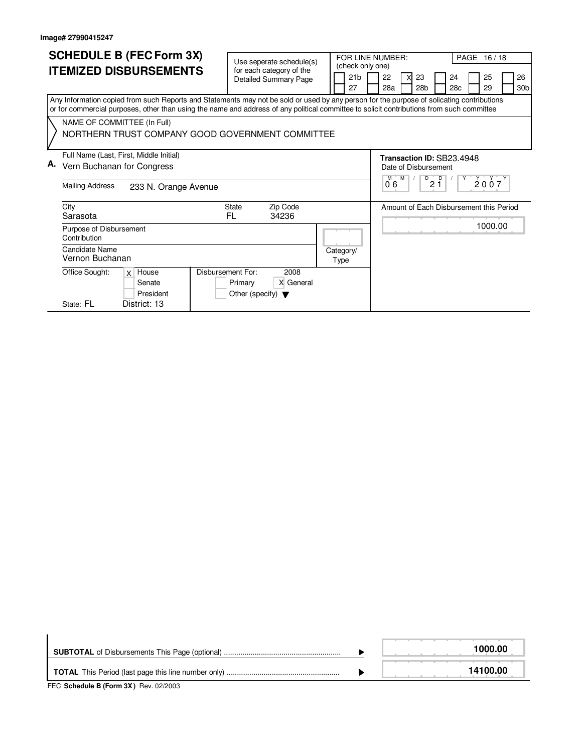Image# 27990415247

# SCHEDULE B (FEC Form 3X) ITEMIZED DISBURSEMENTS

Use seperate schedule(s) for each category of the Detailed Summary Page

FOR LINE NUMBER: (check only one)

| | | | | | |
|---|---|---|---|---|---|
| [ ] 21b | [ ] 22 | [X] 23 | [ ] 24 | [ ] 25 | [ ] 26 |
| [ ] 27 | [ ] 28a | [ ] 28b | [ ] 28c | [ ] 29 | [ ] 30b |

Any Information copied from such Reports and Statements may not be sold or used by any person for the purpose of solicating contributions or for commercial purposes, other than using the name and address of any political committee to solicit contributions from such committee

NAME OF COMMITTEE (In Full)
NORTHERN TRUST COMPANY GOOD GOVERNMENT COMMITTEE

**A.** Full Name (Last, First, Middle Initial): Vern Buchanan for Congress

Mailing Address: 233 N. Orange Avenue

City: Sarasota | State: FL | Zip Code: 34236

Purpose of Disbursement: Contribution

Candidate Name: Vernon Buchanan

Category/Type:

Office Sought: [X] House [ ] Senate [ ] President

State: FL District: 13

Disbursement For: 2008 [ ] Primary [X] General [ ] Other (specify)

**Transaction ID:** SB23.4948

Date of Disbursement: 06/21/2007

Amount of Each Disbursement this Period: 1000.00

| | |
|---|---|
| **SUBTOTAL** of Disbursements This Page (optional) | **1000.00** |
| **TOTAL** This Period (last page this line number only) | **14100.00** |

FEC **Schedule B (Form 3X)** Rev. 02/2003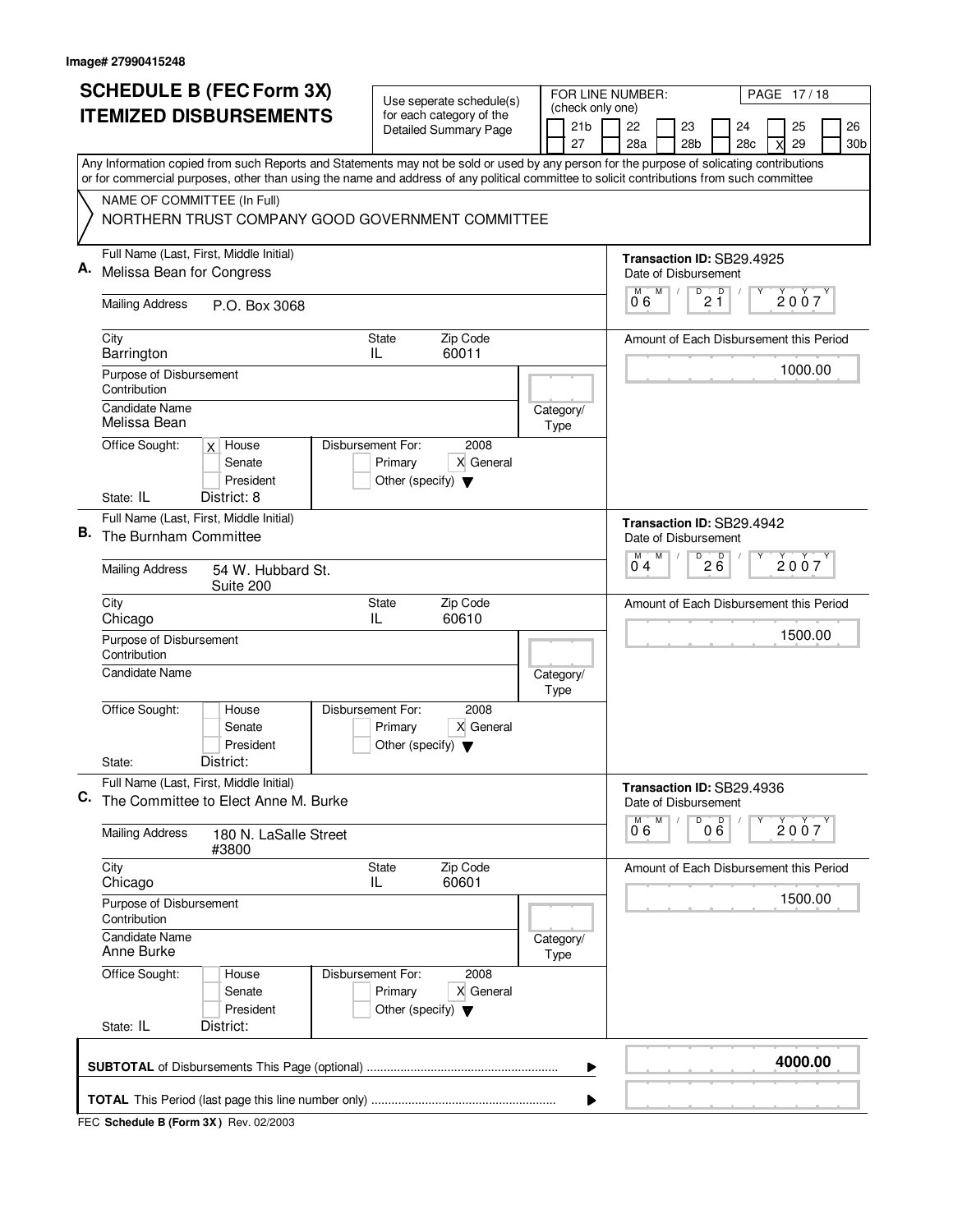Image# 27990415248

# SCHEDULE B (FEC Form 3X) ITEMIZED DISBURSEMENTS

Use seperate schedule(s) for each category of the Detailed Summary Page

FOR LINE NUMBER: (check only one)

21b | 22 | 23 | 24 | 25 | 26
27 | 28a | 28b | 28c | X 29 | 30b

PAGE 17 / 18

Any Information copied from such Reports and Statements may not be sold or used by any person for the purpose of solicating contributions or for commercial purposes, other than using the name and address of any political committee to solicit contributions from such committee

NAME OF COMMITTEE (In Full)
NORTHERN TRUST COMPANY GOOD GOVERNMENT COMMITTEE

**A.** Full Name (Last, First, Middle Initial): Melissa Bean for Congress
Mailing Address: P.O. Box 3068
City: Barrington | State: IL | Zip Code: 60011
Purpose of Disbursement: Contribution
Candidate Name: Melissa Bean
Category/Type:
Office Sought: [X] House [ ] Senate [ ] President
State: IL District: 8
Disbursement For: 2008 [ ] Primary [X] General [ ] Other (specify)
Transaction ID: SB29.4925
Date of Disbursement: 06/21/2007
Amount of Each Disbursement this Period: 1000.00

**B.** Full Name (Last, First, Middle Initial): The Burnham Committee
Mailing Address: 54 W. Hubbard St. Suite 200
City: Chicago | State: IL | Zip Code: 60610
Purpose of Disbursement: Contribution
Candidate Name:
Category/Type:
Office Sought: [ ] House [ ] Senate [ ] President
State: District:
Disbursement For: 2008 [ ] Primary [X] General [ ] Other (specify)
Transaction ID: SB29.4942
Date of Disbursement: 04/26/2007
Amount of Each Disbursement this Period: 1500.00

**C.** Full Name (Last, First, Middle Initial): The Committee to Elect Anne M. Burke
Mailing Address: 180 N. LaSalle Street #3800
City: Chicago | State: IL | Zip Code: 60601
Purpose of Disbursement: Contribution
Candidate Name: Anne Burke
Category/Type:
Office Sought: [ ] House [ ] Senate [ ] President
State: IL District:
Disbursement For: 2008 [ ] Primary [X] General [ ] Other (specify)
Transaction ID: SB29.4936
Date of Disbursement: 06/06/2007
Amount of Each Disbursement this Period: 1500.00

**SUBTOTAL** of Disbursements This Page (optional) ........ **4000.00**

**TOTAL** This Period (last page this line number only) ........

FEC **Schedule B (Form 3X)** Rev. 02/2003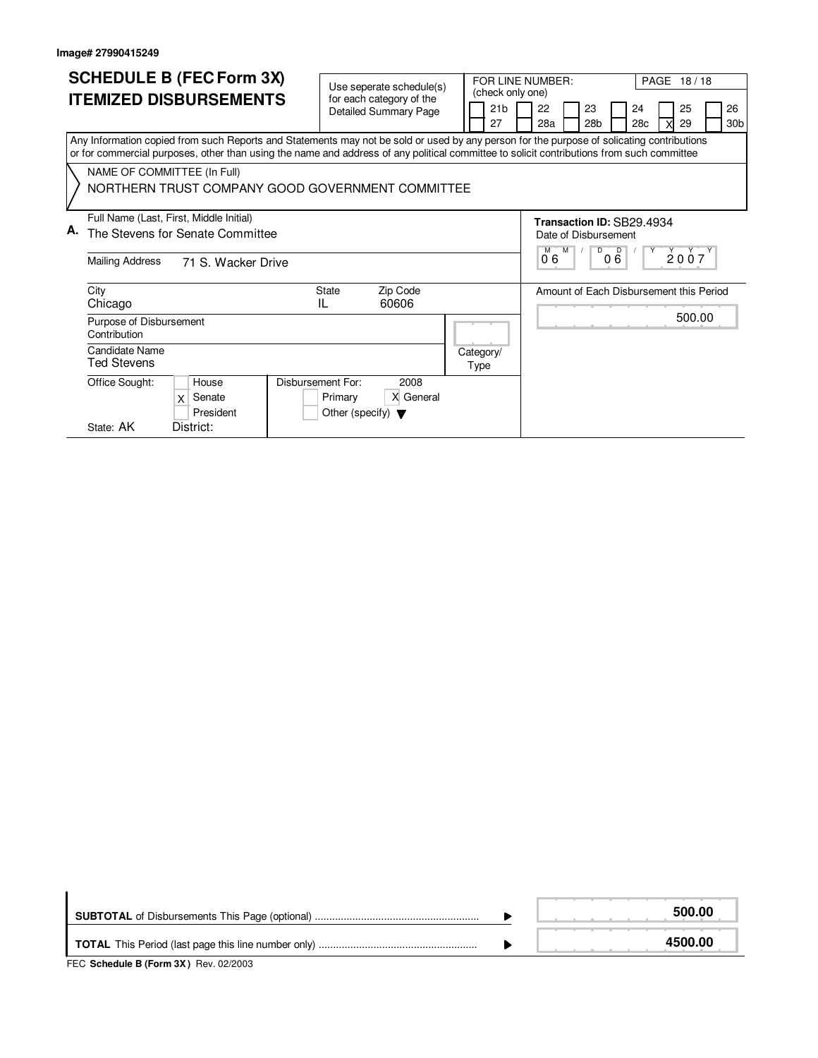Image# 27990415249

# SCHEDULE B (FEC Form 3X)
# ITEMIZED DISBURSEMENTS

Use seperate schedule(s) for each category of the Detailed Summary Page

FOR LINE NUMBER: (check only one)

| | | | | | |
|---|---|---|---|---|---|
| [ ] 21b | [ ] 22 | [ ] 23 | [ ] 24 | [ ] 25 | [ ] 26 |
| [ ] 27 | [ ] 28a | [ ] 28b | [ ] 28c | [X] 29 | [ ] 30b |

Any Information copied from such Reports and Statements may not be sold or used by any person for the purpose of solicating contributions or for commercial purposes, other than using the name and address of any political committee to solicit contributions from such committee

NAME OF COMMITTEE (In Full)
NORTHERN TRUST COMPANY GOOD GOVERNMENT COMMITTEE

**A.** Full Name (Last, First, Middle Initial)
The Stevens for Senate Committee

Mailing Address: 71 S. Wacker Drive

City: Chicago
State: IL
Zip Code: 60606

Purpose of Disbursement: Contribution

Candidate Name: Ted Stevens

Category/Type:

Office Sought: [ ] House [X] Senate [ ] President
State: AK District:

Disbursement For: 2008 [ ] Primary [X] General [ ] Other (specify)

**Transaction ID:** SB29.4934
Date of Disbursement: 06 / 06 / 2007

Amount of Each Disbursement this Period: 500.00

**SUBTOTAL** of Disbursements This Page (optional) ........ **500.00**

**TOTAL** This Period (last page this line number only) ........ **4500.00**

FEC **Schedule B (Form 3X)** Rev. 02/2003